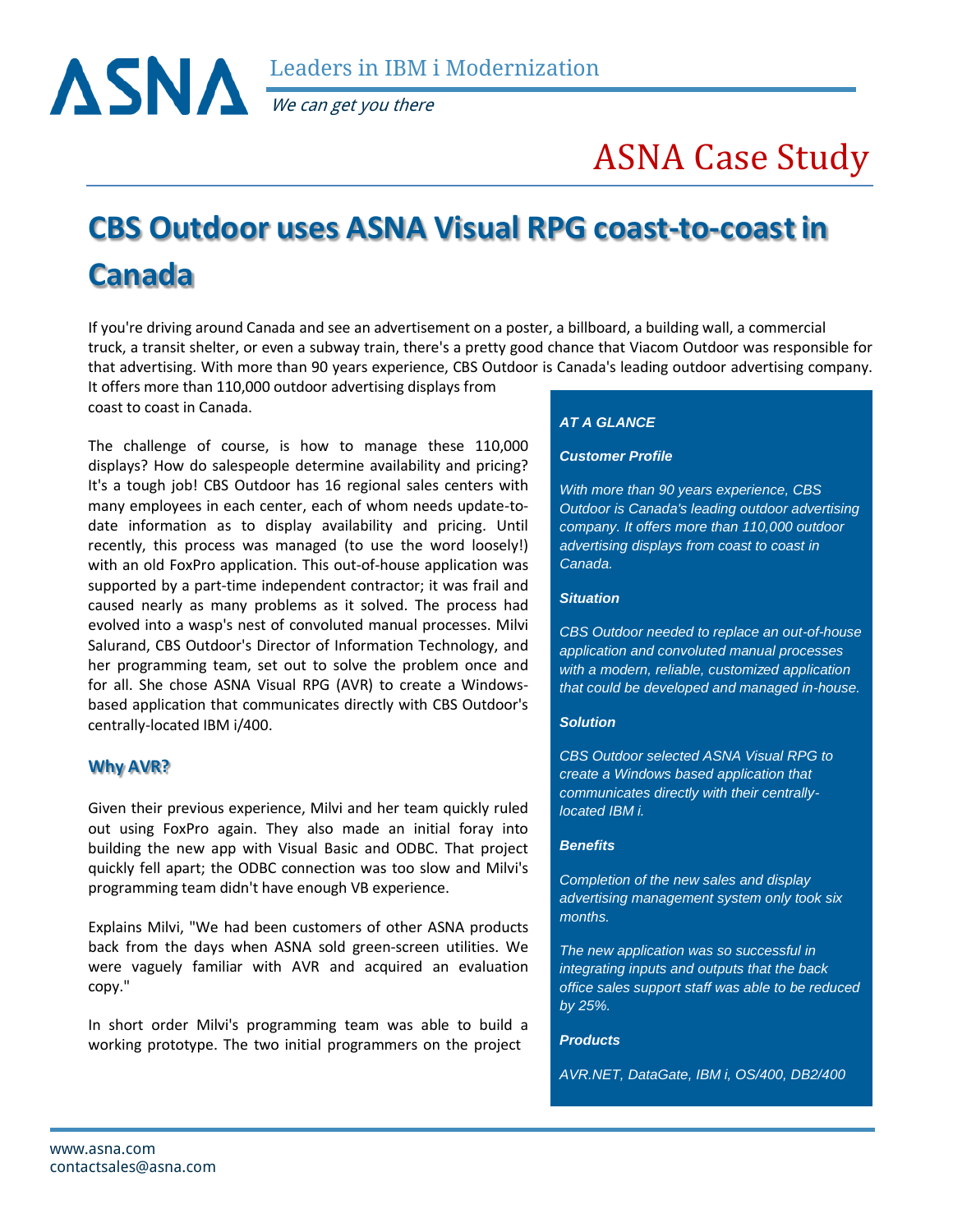ASNA Leaders in IBM i Modernization

*We can get you there*

# ASNA Case Study

## CBS Outdoor uses ASNA Visual RPG coast-to-coast in Canada

If you're driving around Canada and see an advertisement on a poster, a billboard, a building wall, a commercial truck, a transit shelter, or even a subway train, there's a pretty good chance that Viacom Outdoor was responsible for that advertising. With more than 90 years experience, CBS Outdoor is Canada's leading outdoor advertising company. It offers more than 110,000 outdoor advertising displays from coast to coast in Canada.

The challenge of course, is how to manage these 110,000 displays? How do salespeople determine availability and pricing? It's a tough job! CBS Outdoor has 16 regional sales centers with many employees in each center, each of whom needs update-to-date information as to display availability and pricing. Until recently, this process was managed (to use the word loosely!) with an old FoxPro application. This out-of-house application was supported by a part-time independent contractor; it was frail and caused nearly as many problems as it solved. The process had evolved into a wasp's nest of convoluted manual processes. Milvi Salurand, CBS Outdoor's Director of Information Technology, and her programming team, set out to solve the problem once and for all. She chose ASNA Visual RPG (AVR) to create a Windows-based application that communicates directly with CBS Outdoor's centrally-located IBM i/400.

### Why AVR?

Given their previous experience, Milvi and her team quickly ruled out using FoxPro again. They also made an initial foray into building the new app with Visual Basic and ODBC. That project quickly fell apart; the ODBC connection was too slow and Milvi's programming team didn't have enough VB experience.

Explains Milvi, "We had been customers of other ASNA products back from the days when ASNA sold green-screen utilities. We were vaguely familiar with AVR and acquired an evaluation copy."

In short order Milvi's programming team was able to build a working prototype. The two initial programmers on the project

***AT A GLANCE***

***Customer Profile***

*With more than 90 years experience, CBS Outdoor is Canada's leading outdoor advertising company. It offers more than 110,000 outdoor advertising displays from coast to coast in Canada.*

***Situation***

*CBS Outdoor needed to replace an out-of-house application and convoluted manual processes with a modern, reliable, customized application that could be developed and managed in-house.*

***Solution***

*CBS Outdoor selected ASNA Visual RPG to create a Windows based application that communicates directly with their centrally-located IBM i.*

***Benefits***

*Completion of the new sales and display advertising management system only took six months.*

*The new application was so successful in integrating inputs and outputs that the back office sales support staff was able to be reduced by 25%.*

***Products***

*AVR.NET, DataGate, IBM i, OS/400, DB2/400*

www.asna.com
contactsales@asna.com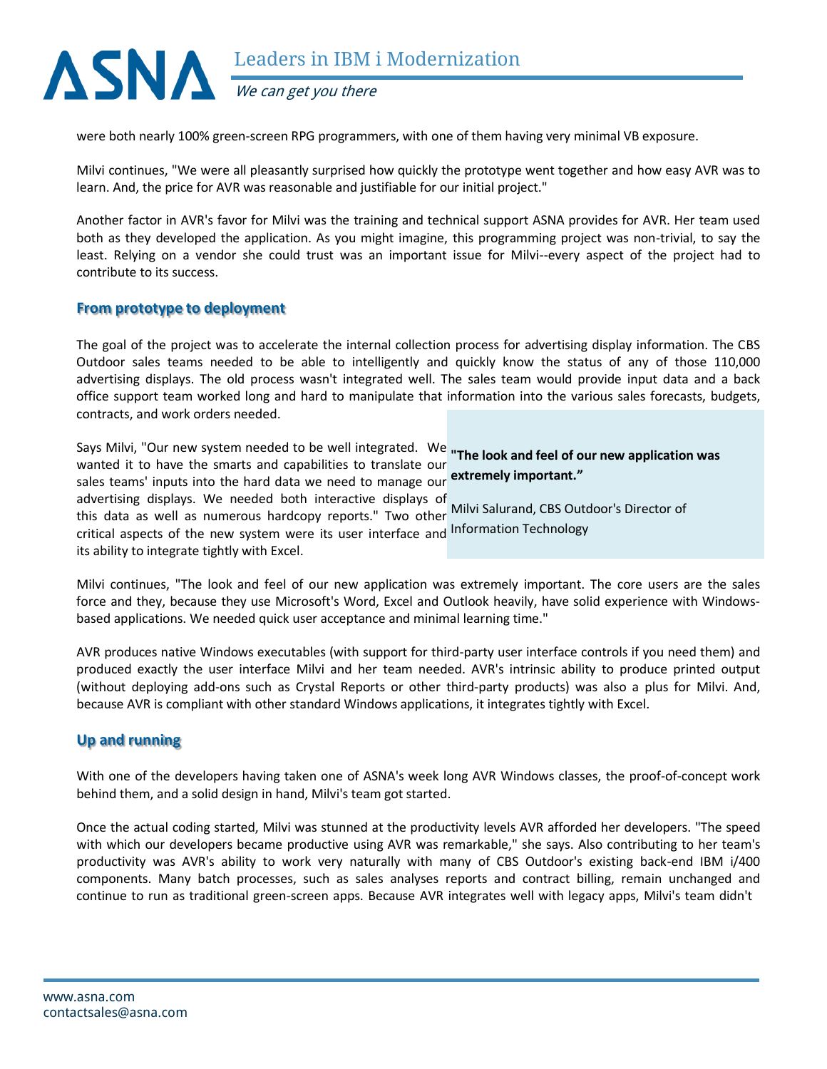were both nearly 100% green-screen RPG programmers, with one of them having very minimal VB exposure.

Milvi continues, "We were all pleasantly surprised how quickly the prototype went together and how easy AVR was to learn. And, the price for AVR was reasonable and justifiable for our initial project."

Another factor in AVR's favor for Milvi was the training and technical support ASNA provides for AVR. Her team used both as they developed the application. As you might imagine, this programming project was non-trivial, to say the least. Relying on a vendor she could trust was an important issue for Milvi--every aspect of the project had to contribute to its success.

## From prototype to deployment

The goal of the project was to accelerate the internal collection process for advertising display information. The CBS Outdoor sales teams needed to be able to intelligently and quickly know the status of any of those 110,000 advertising displays. The old process wasn't integrated well. The sales team would provide input data and a back office support team worked long and hard to manipulate that information into the various sales forecasts, budgets, contracts, and work orders needed.

Says Milvi, "Our new system needed to be well integrated. We wanted it to have the smarts and capabilities to translate our sales teams' inputs into the hard data we need to manage our advertising displays. We needed both interactive displays of this data as well as numerous hardcopy reports." Two other critical aspects of the new system were its user interface and its ability to integrate tightly with Excel.

> **"The look and feel of our new application was extremely important."**
>
> Milvi Salurand, CBS Outdoor's Director of Information Technology

Milvi continues, "The look and feel of our new application was extremely important. The core users are the sales force and they, because they use Microsoft's Word, Excel and Outlook heavily, have solid experience with Windows-based applications. We needed quick user acceptance and minimal learning time."

AVR produces native Windows executables (with support for third-party user interface controls if you need them) and produced exactly the user interface Milvi and her team needed. AVR's intrinsic ability to produce printed output (without deploying add-ons such as Crystal Reports or other third-party products) was also a plus for Milvi. And, because AVR is compliant with other standard Windows applications, it integrates tightly with Excel.

## Up and running

With one of the developers having taken one of ASNA's week long AVR Windows classes, the proof-of-concept work behind them, and a solid design in hand, Milvi's team got started.

Once the actual coding started, Milvi was stunned at the productivity levels AVR afforded her developers. "The speed with which our developers became productive using AVR was remarkable," she says. Also contributing to her team's productivity was AVR's ability to work very naturally with many of CBS Outdoor's existing back-end IBM i/400 components. Many batch processes, such as sales analyses reports and contract billing, remain unchanged and continue to run as traditional green-screen apps. Because AVR integrates well with legacy apps, Milvi's team didn't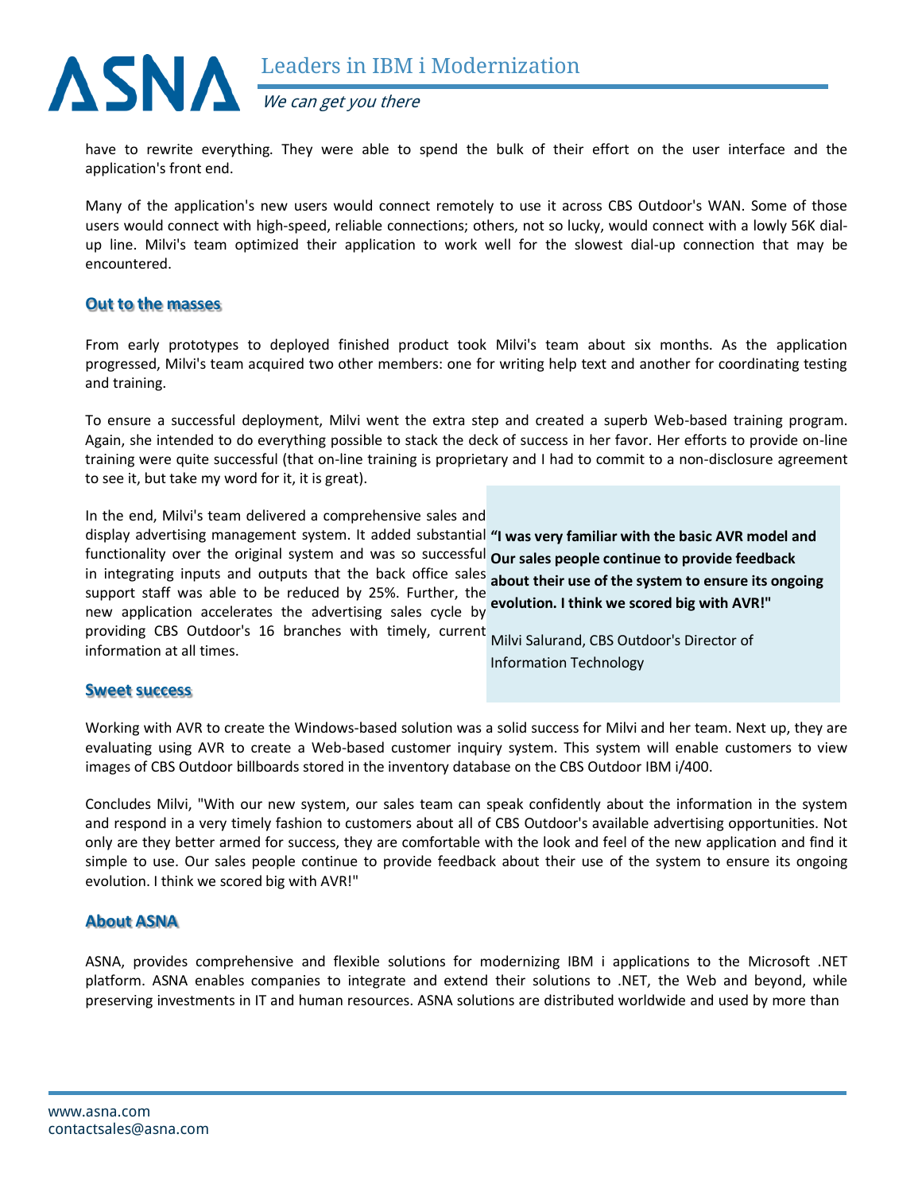have to rewrite everything. They were able to spend the bulk of their effort on the user interface and the application's front end.

Many of the application's new users would connect remotely to use it across CBS Outdoor's WAN. Some of those users would connect with high-speed, reliable connections; others, not so lucky, would connect with a lowly 56K dial-up line. Milvi's team optimized their application to work well for the slowest dial-up connection that may be encountered.

## Out to the masses

From early prototypes to deployed finished product took Milvi's team about six months. As the application progressed, Milvi's team acquired two other members: one for writing help text and another for coordinating testing and training.

To ensure a successful deployment, Milvi went the extra step and created a superb Web-based training program. Again, she intended to do everything possible to stack the deck of success in her favor. Her efforts to provide on-line training were quite successful (that on-line training is proprietary and I had to commit to a non-disclosure agreement to see it, but take my word for it, it is great).

In the end, Milvi's team delivered a comprehensive sales and display advertising management system. It added substantial functionality over the original system and was so successful in integrating inputs and outputs that the back office sales support staff was able to be reduced by 25%. Further, the new application accelerates the advertising sales cycle by providing CBS Outdoor's 16 branches with timely, current information at all times.

> **"I was very familiar with the basic AVR model and Our sales people continue to provide feedback about their use of the system to ensure its ongoing evolution. I think we scored big with AVR!"**
>
> Milvi Salurand, CBS Outdoor's Director of Information Technology

## Sweet success

Working with AVR to create the Windows-based solution was a solid success for Milvi and her team. Next up, they are evaluating using AVR to create a Web-based customer inquiry system. This system will enable customers to view images of CBS Outdoor billboards stored in the inventory database on the CBS Outdoor IBM i/400.

Concludes Milvi, "With our new system, our sales team can speak confidently about the information in the system and respond in a very timely fashion to customers about all of CBS Outdoor's available advertising opportunities. Not only are they better armed for success, they are comfortable with the look and feel of the new application and find it simple to use. Our sales people continue to provide feedback about their use of the system to ensure its ongoing evolution. I think we scored big with AVR!"

## About ASNA

ASNA, provides comprehensive and flexible solutions for modernizing IBM i applications to the Microsoft .NET platform. ASNA enables companies to integrate and extend their solutions to .NET, the Web and beyond, while preserving investments in IT and human resources. ASNA solutions are distributed worldwide and used by more than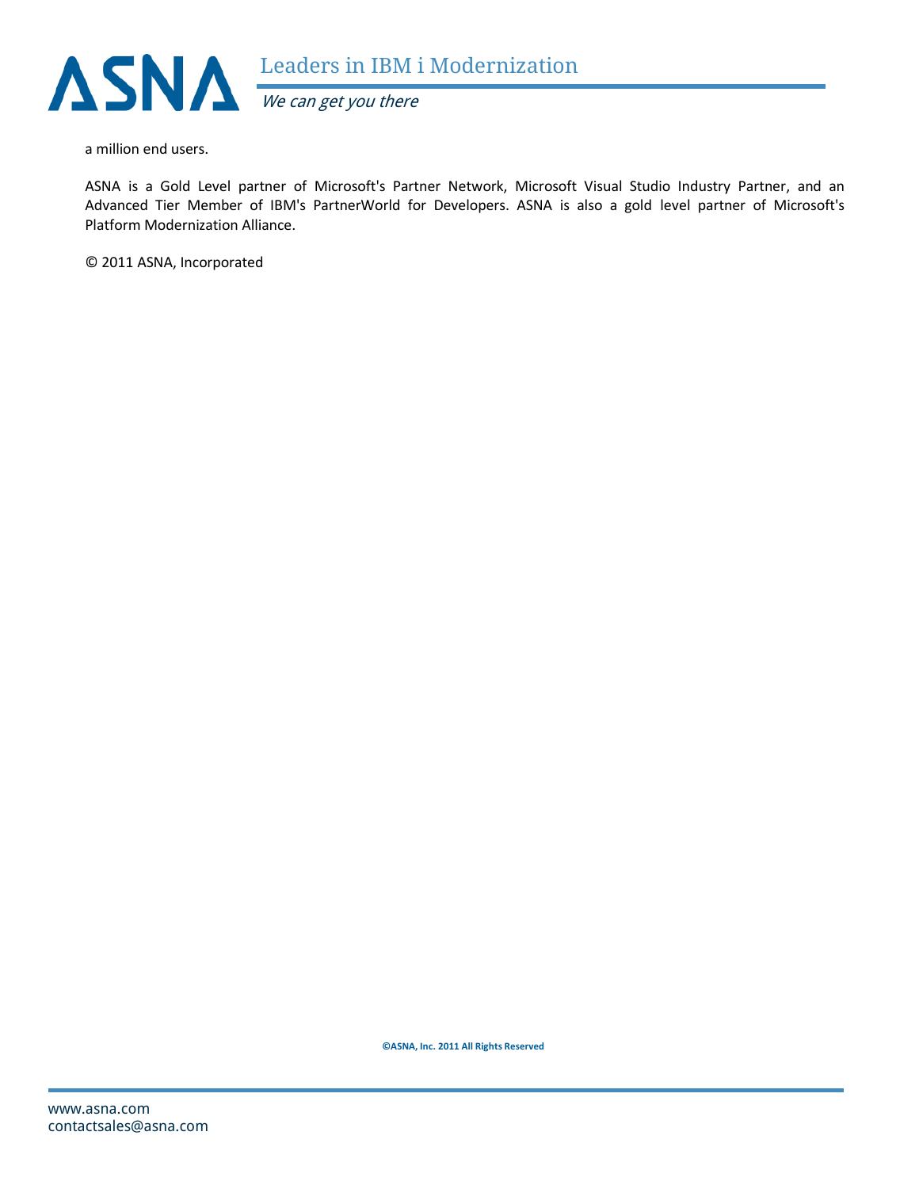a million end users.

ASNA is a Gold Level partner of Microsoft's Partner Network, Microsoft Visual Studio Industry Partner, and an Advanced Tier Member of IBM's PartnerWorld for Developers. ASNA is also a gold level partner of Microsoft's Platform Modernization Alliance.

© 2011 ASNA, Incorporated